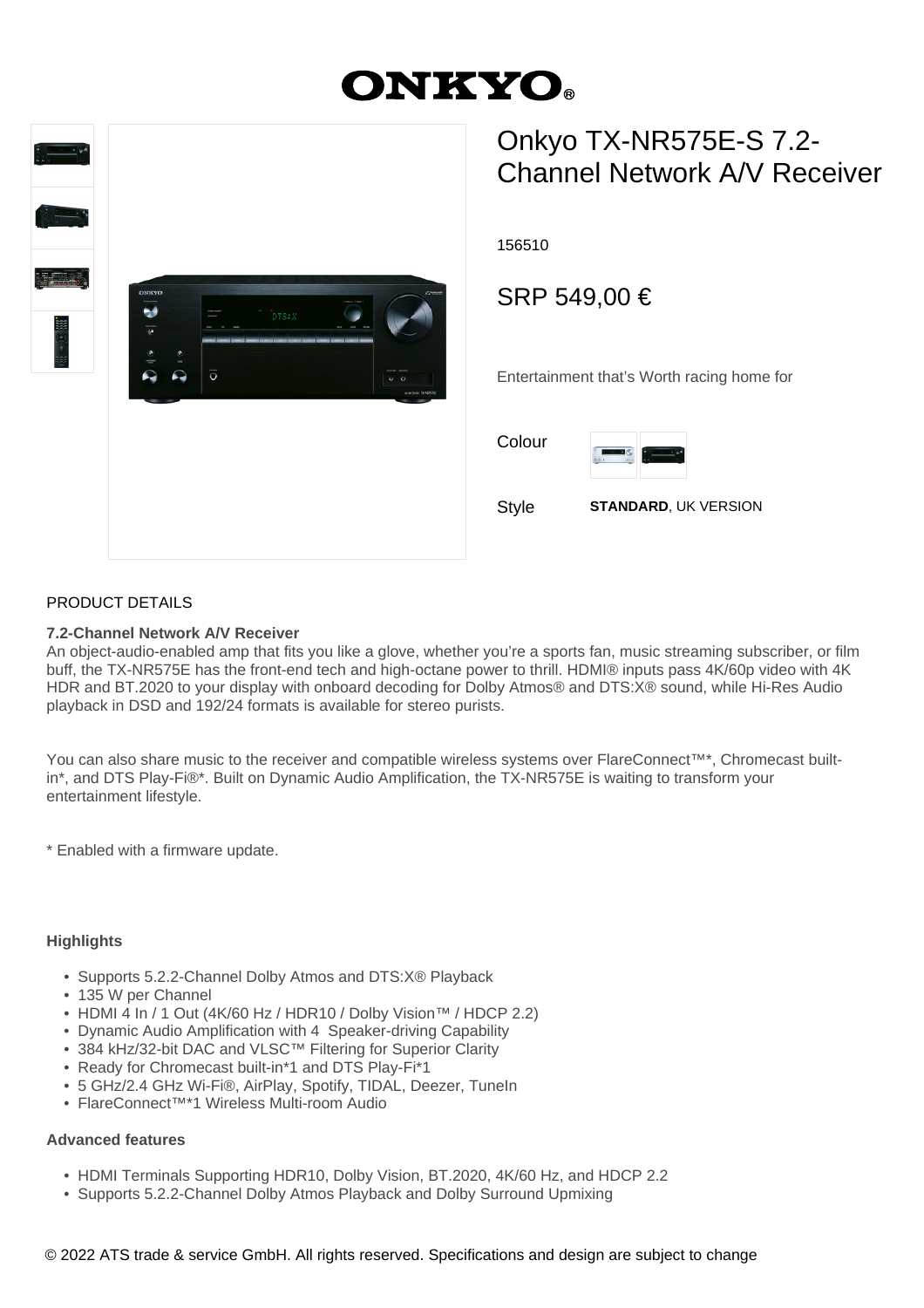# ONKYO

## Onkyo TX-NR575E-S 7.2-Channel Network A/V Receiver

156510

SRP 549,00 €

Entertainment that's Worth racing home for

Colour

Style **STANDARD**, UK VERSION

PRODUCT DETAILS

**7.2-Channel Network A/V Receiver**
An object-audio-enabled amp that fits you like a glove, whether you're a sports fan, music streaming subscriber, or film buff, the TX-NR575E has the front-end tech and high-octane power to thrill. HDMI® inputs pass 4K/60p video with 4K HDR and BT.2020 to your display with onboard decoding for Dolby Atmos® and DTS:X® sound, while Hi-Res Audio playback in DSD and 192/24 formats is available for stereo purists.

You can also share music to the receiver and compatible wireless systems over FlareConnect™*, Chromecast built-in*, and DTS Play-Fi®*. Built on Dynamic Audio Amplification, the TX-NR575E is waiting to transform your entertainment lifestyle.

* Enabled with a firmware update.

**Highlights**

- Supports 5.2.2-Channel Dolby Atmos and DTS:X® Playback
- 135 W per Channel
- HDMI 4 In / 1 Out (4K/60 Hz / HDR10 / Dolby Vision™ / HDCP 2.2)
- Dynamic Audio Amplification with 4 Speaker-driving Capability
- 384 kHz/32-bit DAC and VLSC™ Filtering for Superior Clarity
- Ready for Chromecast built-in*1 and DTS Play-Fi*1
- 5 GHz/2.4 GHz Wi-Fi®, AirPlay, Spotify, TIDAL, Deezer, TuneIn
- FlareConnect™*1 Wireless Multi-room Audio

**Advanced features**

- HDMI Terminals Supporting HDR10, Dolby Vision, BT.2020, 4K/60 Hz, and HDCP 2.2
- Supports 5.2.2-Channel Dolby Atmos Playback and Dolby Surround Upmixing

© 2022 ATS trade & service GmbH. All rights reserved. Specifications and design are subject to change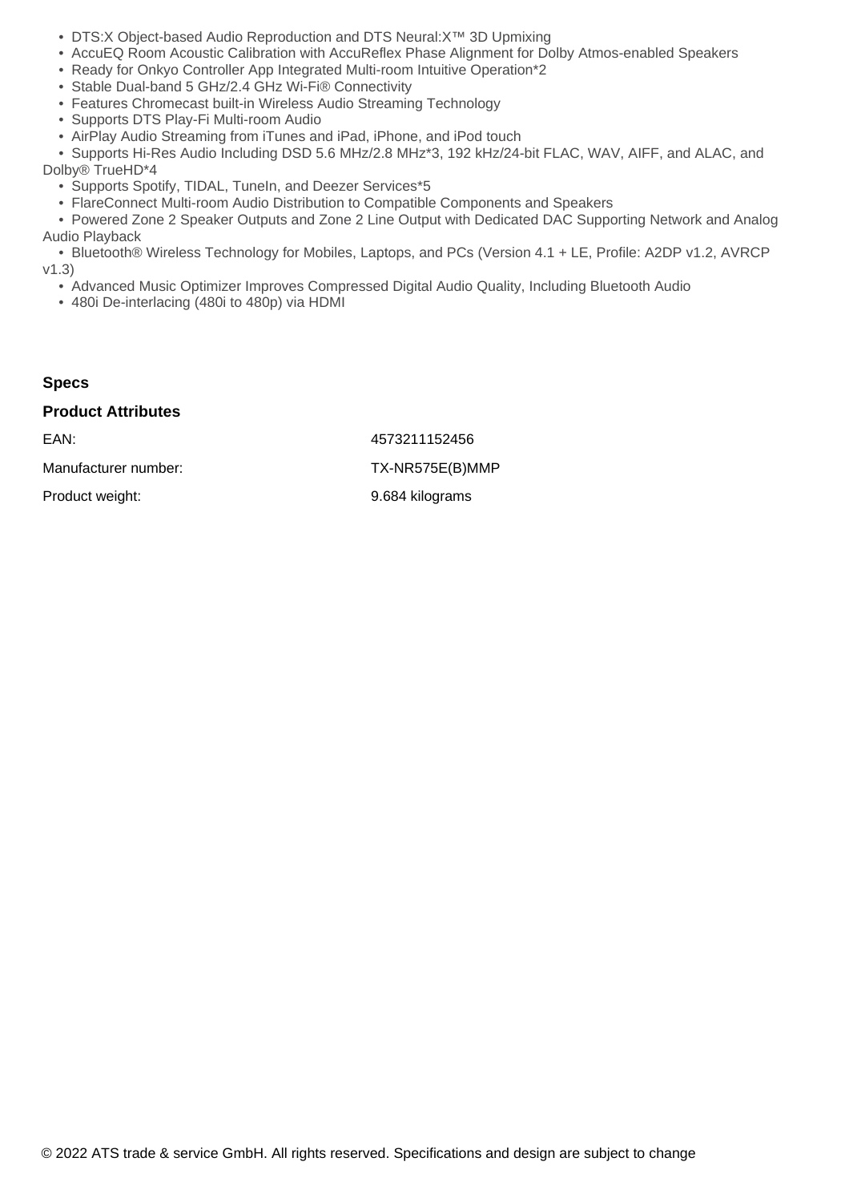- DTS:X Object-based Audio Reproduction and DTS Neural:X™ 3D Upmixing
- AccuEQ Room Acoustic Calibration with AccuReflex Phase Alignment for Dolby Atmos-enabled Speakers
- Ready for Onkyo Controller App Integrated Multi-room Intuitive Operation*2
- Stable Dual-band 5 GHz/2.4 GHz Wi-Fi® Connectivity
- Features Chromecast built-in Wireless Audio Streaming Technology
- Supports DTS Play-Fi Multi-room Audio
- AirPlay Audio Streaming from iTunes and iPad, iPhone, and iPod touch
- Supports Hi-Res Audio Including DSD 5.6 MHz/2.8 MHz*3, 192 kHz/24-bit FLAC, WAV, AIFF, and ALAC, and Dolby® TrueHD*4
- Supports Spotify, TIDAL, TuneIn, and Deezer Services*5
- FlareConnect Multi-room Audio Distribution to Compatible Components and Speakers
- Powered Zone 2 Speaker Outputs and Zone 2 Line Output with Dedicated DAC Supporting Network and Analog Audio Playback
- Bluetooth® Wireless Technology for Mobiles, Laptops, and PCs (Version 4.1 + LE, Profile: A2DP v1.2, AVRCP v1.3)
- Advanced Music Optimizer Improves Compressed Digital Audio Quality, Including Bluetooth Audio
- 480i De-interlacing (480i to 480p) via HDMI

## Specs

### Product Attributes

| | |
|---|---|
| EAN: | 4573211152456 |
| Manufacturer number: | TX-NR575E(B)MMP |
| Product weight: | 9.684 kilograms |

© 2022 ATS trade & service GmbH. All rights reserved. Specifications and design are subject to change